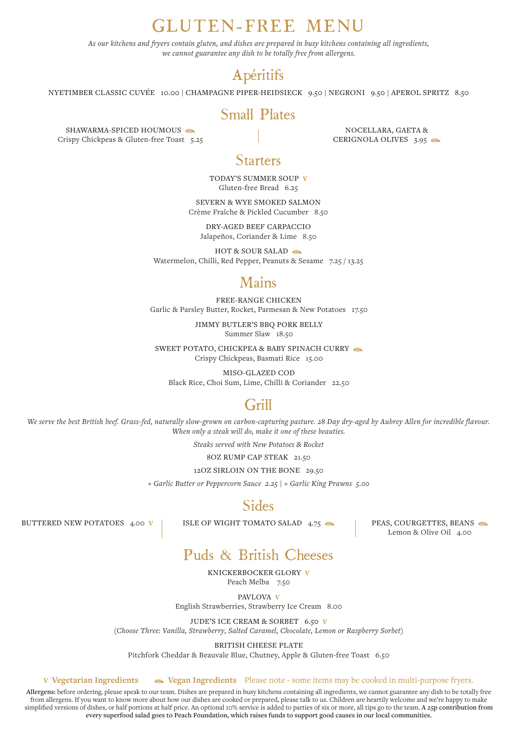# GLUTEN-FREE MENU

*As our kitchens and fryers contain gluten, and dishes are prepared in busy kitchens containing all ingredients, we cannot guarantee any dish to be totally free from allergens.*

## Apéritifs

NYETIMBER CLASSIC CUVÉE 10.00 | CHAMPAGNE PIPER-HEIDSIECK 9.50 | NEGRONI 9.50 | APEROL SPRITZ 8.50

## Small Plates

SHAWARMA-SPICED HOUMOUS (Vegan)
Crispy Chickpeas & Gluten-free Toast 5.25

NOCELLARA, GAETA & CERIGNOLA OLIVES 3.95 (Vegan)

## Starters

TODAY'S SUMMER SOUP V
Gluten-free Bread 6.25

SEVERN & WYE SMOKED SALMON
Crème Fraîche & Pickled Cucumber 8.50

DRY-AGED BEEF CARPACCIO
Jalapeños, Coriander & Lime 8.50

HOT & SOUR SALAD (Vegan)
Watermelon, Chilli, Red Pepper, Peanuts & Sesame 7.25 / 13.25

## Mains

FREE-RANGE CHICKEN
Garlic & Parsley Butter, Rocket, Parmesan & New Potatoes 17.50

JIMMY BUTLER'S BBQ PORK BELLY
Summer Slaw 18.50

SWEET POTATO, CHICKPEA & BABY SPINACH CURRY (Vegan)
Crispy Chickpeas, Basmati Rice 15.00

MISO-GLAZED COD
Black Rice, Choi Sum, Lime, Chilli & Coriander 22.50

## Grill

*We serve the best British beef. Grass-fed, naturally slow-grown on carbon-capturing pasture. 28 Day dry-aged by Aubrey Allen for incredible flavour. When only a steak will do, make it one of these beauties.*

*Steaks served with New Potatoes & Rocket*

8OZ RUMP CAP STEAK 21.50

12OZ SIRLOIN ON THE BONE 29.50

*+ Garlic Butter or Peppercorn Sauce 2.25 | + Garlic King Prawns 5.00*

## Sides

BUTTERED NEW POTATOES 4.00 V

ISLE OF WIGHT TOMATO SALAD 4.75 (Vegan)

PEAS, COURGETTES, BEANS (Vegan)
Lemon & Olive Oil 4.00

## Puds & British Cheeses

KNICKERBOCKER GLORY V
Peach Melba 7.50

PAVLOVA V
English Strawberries, Strawberry Ice Cream 8.00

JUDE'S ICE CREAM & SORBET 6.50 V
(*Choose Three: Vanilla, Strawberry, Salted Caramel, Chocolate, Lemon or Raspberry Sorbet*)

BRITISH CHEESE PLATE
Pitchfork Cheddar & Beauvale Blue, Chutney, Apple & Gluten-free Toast 6.50

**V Vegetarian Ingredients** **(Vegan) Vegan Ingredients** Please note - some items may be cooked in multi-purpose fryers.

**Allergens:** before ordering, please speak to our team. Dishes are prepared in busy kitchens containing all ingredients, we cannot guarantee any dish to be totally free from allergens. If you want to know more about how our dishes are cooked or prepared, please talk to us. Children are heartily welcome and we're happy to make simplified versions of dishes, or half portions at half price. An optional 10% service is added to parties of six or more, all tips go to the team. **A 25p contribution from every superfood salad goes to Peach Foundation, which raises funds to support good causes in our local communities.**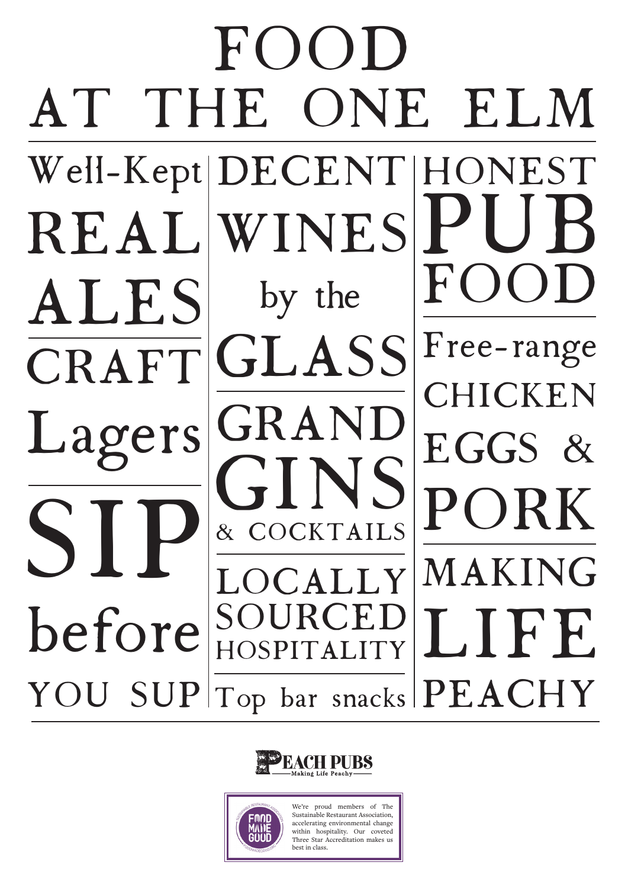# FOOD AT THE ONE ELM

Well-Kept REAL ALES

CRAFT Lagers

SIP before YOU SUP

DECENT WINES by the GLASS

GRAND GINS & COCKTAILS

LOCALLY SOURCED HOSPITALITY

Top bar snacks

HONEST PUB FOOD

Free-range CHICKEN EGGS & PORK

MAKING LIFE PEACHY

PEACH PUBS
Making Life Peachy

FOOD MADE GOOD

We're proud members of The Sustainable Restaurant Association, accelerating environmental change within hospitality. Our coveted Three Star Accreditation makes us best in class.